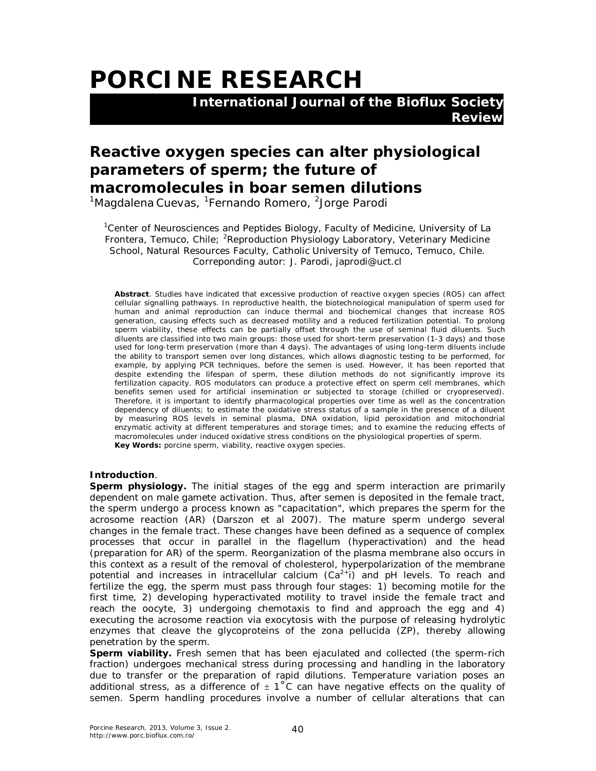# PORCINE RESEARCH

**International Journal of the Bioflux Society**
**Review**

## Reactive oxygen species can alter physiological parameters of sperm; the future of macromolecules in boar semen dilutions

[1]Magdalena Cuevas, [1]Fernando Romero, [2]Jorge Parodi

[1]Center of Neurosciences and Peptides Biology, Faculty of Medicine, University of La Frontera, Temuco, Chile; [2]Reproduction Physiology Laboratory, Veterinary Medicine School, Natural Resources Faculty, Catholic University of Temuco, Temuco, Chile. Correponding autor: J. Parodi, japrodi@uct.cl

**Abstract**. Studies have indicated that excessive production of reactive oxygen species (ROS) can affect cellular signalling pathways. In reproductive health, the biotechnological manipulation of sperm used for human and animal reproduction can induce thermal and biochemical changes that increase ROS generation, causing effects such as decreased motility and a reduced fertilization potential. To prolong sperm viability, these effects can be partially offset through the use of seminal fluid diluents. Such diluents are classified into two main groups: those used for short-term preservation (1-3 days) and those used for long-term preservation (more than 4 days). The advantages of using long-term diluents include the ability to transport semen over long distances, which allows diagnostic testing to be performed, for example, by applying PCR techniques, before the semen is used. However, it has been reported that despite extending the lifespan of sperm, these dilution methods do not significantly improve its fertilization capacity. ROS modulators can produce a protective effect on sperm cell membranes, which benefits semen used for artificial insemination or subjected to storage (chilled or cryopreserved). Therefore, it is important to identify pharmacological properties over time as well as the concentration dependency of diluents; to estimate the oxidative stress status of a sample in the presence of a diluent by measuring ROS levels in seminal plasma, DNA oxidation, lipid peroxidation and mitochondrial enzymatic activity at different temperatures and storage times; and to examine the reducing effects of macromolecules under induced oxidative stress conditions on the physiological properties of sperm.
**Key Words:** porcine sperm, viability, reactive oxygen species.

**Introduction**.

**Sperm physiology.** The initial stages of the egg and sperm interaction are primarily dependent on male gamete activation. Thus, after semen is deposited in the female tract, the sperm undergo a process known as "capacitation", which prepares the sperm for the acrosome reaction (AR) (Darszon et al 2007). The mature sperm undergo several changes in the female tract. These changes have been defined as a sequence of complex processes that occur in parallel in the flagellum (hyperactivation) and the head (preparation for AR) of the sperm. Reorganization of the plasma membrane also occurs in this context as a result of the removal of cholesterol, hyperpolarization of the membrane potential and increases in intracellular calcium ($Ca^{2+}i$) and pH levels. To reach and fertilize the egg, the sperm must pass through four stages: 1) becoming motile for the first time, 2) developing hyperactivated motility to travel inside the female tract and reach the oocyte, 3) undergoing chemotaxis to find and approach the egg and 4) executing the acrosome reaction via exocytosis with the purpose of releasing hydrolytic enzymes that cleave the glycoproteins of the zona pellucida (ZP), thereby allowing penetration by the sperm.

**Sperm viability.** Fresh semen that has been ejaculated and collected (the sperm-rich fraction) undergoes mechanical stress during processing and handling in the laboratory due to transfer or the preparation of rapid dilutions. Temperature variation poses an additional stress, as a difference of $\pm$ 1°C can have negative effects on the quality of semen. Sperm handling procedures involve a number of cellular alterations that can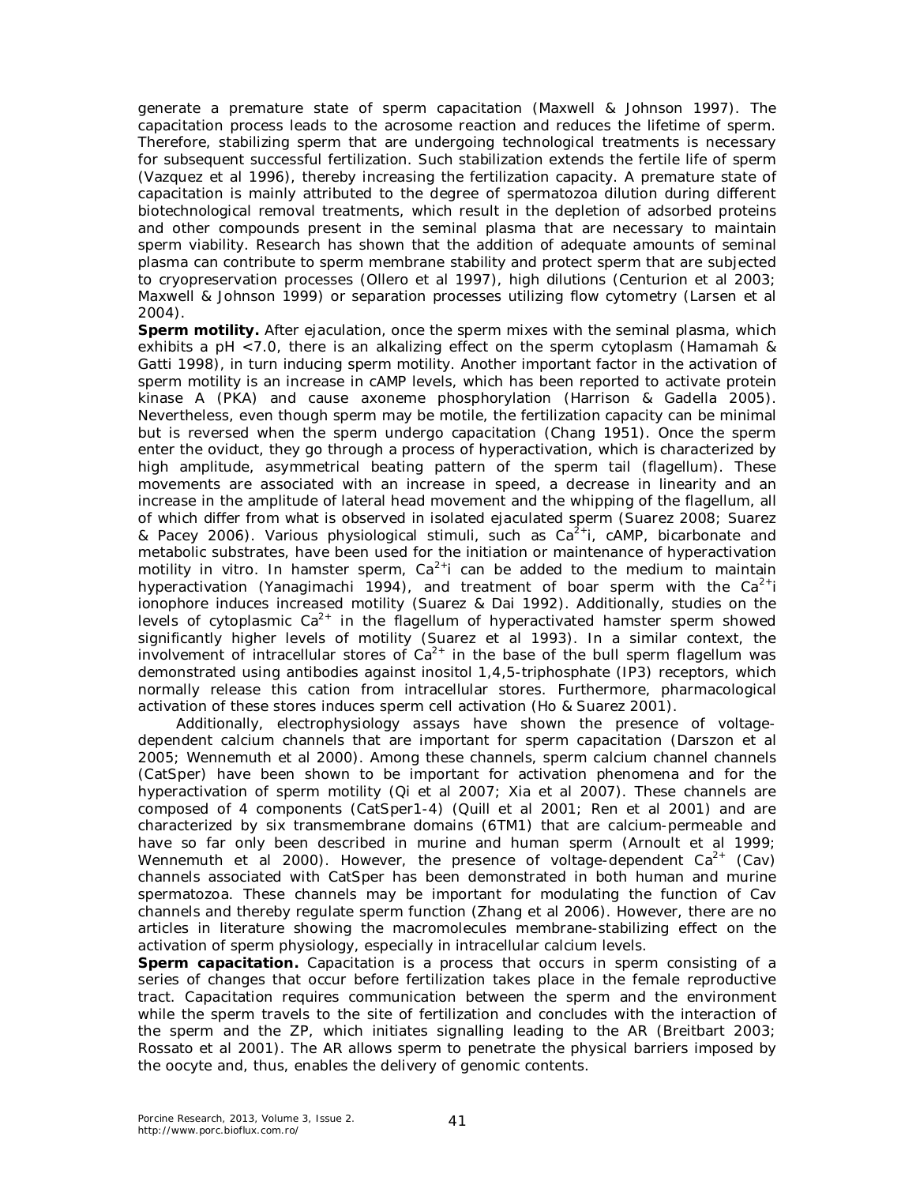generate a premature state of sperm capacitation (Maxwell & Johnson 1997). The capacitation process leads to the acrosome reaction and reduces the lifetime of sperm. Therefore, stabilizing sperm that are undergoing technological treatments is necessary for subsequent successful fertilization. Such stabilization extends the fertile life of sperm (Vazquez et al 1996), thereby increasing the fertilization capacity. A premature state of capacitation is mainly attributed to the degree of spermatozoa dilution during different biotechnological removal treatments, which result in the depletion of adsorbed proteins and other compounds present in the seminal plasma that are necessary to maintain sperm viability. Research has shown that the addition of adequate amounts of seminal plasma can contribute to sperm membrane stability and protect sperm that are subjected to cryopreservation processes (Ollero et al 1997), high dilutions (Centurion et al 2003; Maxwell & Johnson 1999) or separation processes utilizing flow cytometry (Larsen et al 2004).

**Sperm motility.** After ejaculation, once the sperm mixes with the seminal plasma, which exhibits a pH <7.0, there is an alkalizing effect on the sperm cytoplasm (Hamamah & Gatti 1998), in turn inducing sperm motility. Another important factor in the activation of sperm motility is an increase in cAMP levels, which has been reported to activate protein kinase A (PKA) and cause axoneme phosphorylation (Harrison & Gadella 2005). Nevertheless, even though sperm may be motile, the fertilization capacity can be minimal but is reversed when the sperm undergo capacitation (Chang 1951). Once the sperm enter the oviduct, they go through a process of hyperactivation, which is characterized by high amplitude, asymmetrical beating pattern of the sperm tail (flagellum). These movements are associated with an increase in speed, a decrease in linearity and an increase in the amplitude of lateral head movement and the whipping of the flagellum, all of which differ from what is observed in isolated ejaculated sperm (Suarez 2008; Suarez & Pacey 2006). Various physiological stimuli, such as $Ca^{2+}$i, cAMP, bicarbonate and metabolic substrates, have been used for the initiation or maintenance of hyperactivation motility in vitro. In hamster sperm, $Ca^{2+}$i can be added to the medium to maintain hyperactivation (Yanagimachi 1994), and treatment of boar sperm with the $Ca^{2+}$i ionophore induces increased motility (Suarez & Dai 1992). Additionally, studies on the levels of cytoplasmic $Ca^{2+}$ in the flagellum of hyperactivated hamster sperm showed significantly higher levels of motility (Suarez et al 1993). In a similar context, the involvement of intracellular stores of $Ca^{2+}$ in the base of the bull sperm flagellum was demonstrated using antibodies against inositol 1,4,5-triphosphate (IP3) receptors, which normally release this cation from intracellular stores. Furthermore, pharmacological activation of these stores induces sperm cell activation (Ho & Suarez 2001).

Additionally, electrophysiology assays have shown the presence of voltage-dependent calcium channels that are important for sperm capacitation (Darszon et al 2005; Wennemuth et al 2000). Among these channels, sperm calcium channel channels (CatSper) have been shown to be important for activation phenomena and for the hyperactivation of sperm motility (Qi et al 2007; Xia et al 2007). These channels are composed of 4 components (CatSper1-4) (Quill et al 2001; Ren et al 2001) and are characterized by six transmembrane domains (6TM1) that are calcium-permeable and have so far only been described in murine and human sperm (Arnoult et al 1999; Wennemuth et al 2000). However, the presence of voltage-dependent $Ca^{2+}$ (Cav) channels associated with CatSper has been demonstrated in both human and murine spermatozoa. These channels may be important for modulating the function of Cav channels and thereby regulate sperm function (Zhang et al 2006). However, there are no articles in literature showing the macromolecules membrane-stabilizing effect on the activation of sperm physiology, especially in intracellular calcium levels.

**Sperm capacitation.** Capacitation is a process that occurs in sperm consisting of a series of changes that occur before fertilization takes place in the female reproductive tract. Capacitation requires communication between the sperm and the environment while the sperm travels to the site of fertilization and concludes with the interaction of the sperm and the ZP, which initiates signalling leading to the AR (Breitbart 2003; Rossato et al 2001). The AR allows sperm to penetrate the physical barriers imposed by the oocyte and, thus, enables the delivery of genomic contents.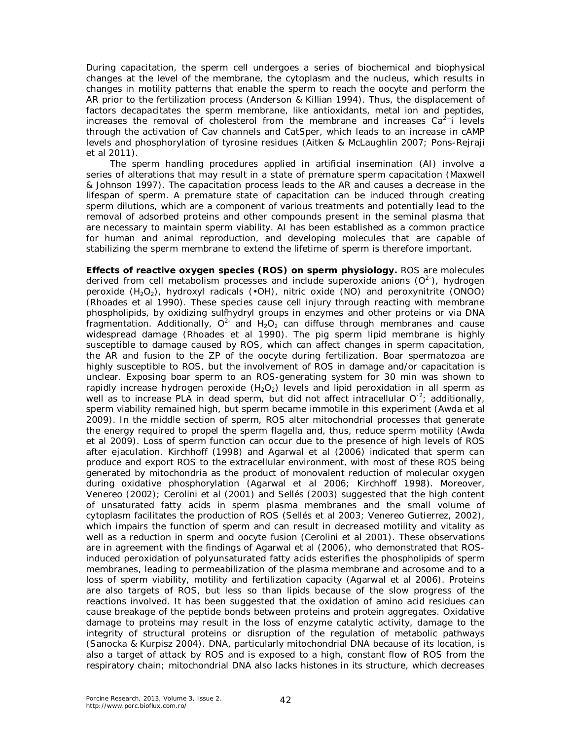During capacitation, the sperm cell undergoes a series of biochemical and biophysical changes at the level of the membrane, the cytoplasm and the nucleus, which results in changes in motility patterns that enable the sperm to reach the oocyte and perform the AR prior to the fertilization process (Anderson & Killian 1994). Thus, the displacement of factors decapacitates the sperm membrane, like antioxidants, metal ion and peptides, increases the removal of cholesterol from the membrane and increases $Ca^{2+}$i levels through the activation of Cav channels and CatSper, which leads to an increase in cAMP levels and phosphorylation of tyrosine residues (Aitken & McLaughlin 2007; Pons-Rejraji et al 2011).

The sperm handling procedures applied in artificial insemination (AI) involve a series of alterations that may result in a state of premature sperm capacitation (Maxwell & Johnson 1997). The capacitation process leads to the AR and causes a decrease in the lifespan of sperm. A premature state of capacitation can be induced through creating sperm dilutions, which are a component of various treatments and potentially lead to the removal of adsorbed proteins and other compounds present in the seminal plasma that are necessary to maintain sperm viability. AI has been established as a common practice for human and animal reproduction, and developing molecules that are capable of stabilizing the sperm membrane to extend the lifetime of sperm is therefore important.

**Effects of reactive oxygen species (ROS) on sperm physiology.** ROS are molecules derived from cell metabolism processes and include superoxide anions ($O^{2-}$), hydrogen peroxide ($H_2O_2$), hydroxyl radicals (•OH), nitric oxide (NO) and peroxynitrite (ONOO) (Rhoades et al 1990). These species cause cell injury through reacting with membrane phospholipids, by oxidizing sulfhydryl groups in enzymes and other proteins or via DNA fragmentation. Additionally, $O^{2-}$ and $H_2O_2$ can diffuse through membranes and cause widespread damage (Rhoades et al 1990). The pig sperm lipid membrane is highly susceptible to damage caused by ROS, which can affect changes in sperm capacitation, the AR and fusion to the ZP of the oocyte during fertilization. Boar spermatozoa are highly susceptible to ROS, but the involvement of ROS in damage and/or capacitation is unclear. Exposing boar sperm to an ROS-generating system for 30 min was shown to rapidly increase hydrogen peroxide ($H_2O_2$) levels and lipid peroxidation in all sperm as well as to increase PLA in dead sperm, but did not affect intracellular $O^{-2}$; additionally, sperm viability remained high, but sperm became immotile in this experiment (Awda et al 2009). In the middle section of sperm, ROS alter mitochondrial processes that generate the energy required to propel the sperm flagella and, thus, reduce sperm motility (Awda et al 2009). Loss of sperm function can occur due to the presence of high levels of ROS after ejaculation. Kirchhoff (1998) and Agarwal et al (2006) indicated that sperm can produce and export ROS to the extracellular environment, with most of these ROS being generated by mitochondria as the product of monovalent reduction of molecular oxygen during oxidative phosphorylation (Agarwal et al 2006; Kirchhoff 1998). Moreover, Venereo (2002); Cerolini et al (2001) and Sellés (2003) suggested that the high content of unsaturated fatty acids in sperm plasma membranes and the small volume of cytoplasm facilitates the production of ROS (Sellés et al 2003; Venereo Gutierrez, 2002), which impairs the function of sperm and can result in decreased motility and vitality as well as a reduction in sperm and oocyte fusion (Cerolini et al 2001). These observations are in agreement with the findings of Agarwal et al (2006), who demonstrated that ROS-induced peroxidation of polyunsaturated fatty acids esterifies the phospholipids of sperm membranes, leading to permeabilization of the plasma membrane and acrosome and to a loss of sperm viability, motility and fertilization capacity (Agarwal et al 2006). Proteins are also targets of ROS, but less so than lipids because of the slow progress of the reactions involved. It has been suggested that the oxidation of amino acid residues can cause breakage of the peptide bonds between proteins and protein aggregates. Oxidative damage to proteins may result in the loss of enzyme catalytic activity, damage to the integrity of structural proteins or disruption of the regulation of metabolic pathways (Sanocka & Kurpisz 2004). DNA, particularly mitochondrial DNA because of its location, is also a target of attack by ROS and is exposed to a high, constant flow of ROS from the respiratory chain; mitochondrial DNA also lacks histones in its structure, which decreases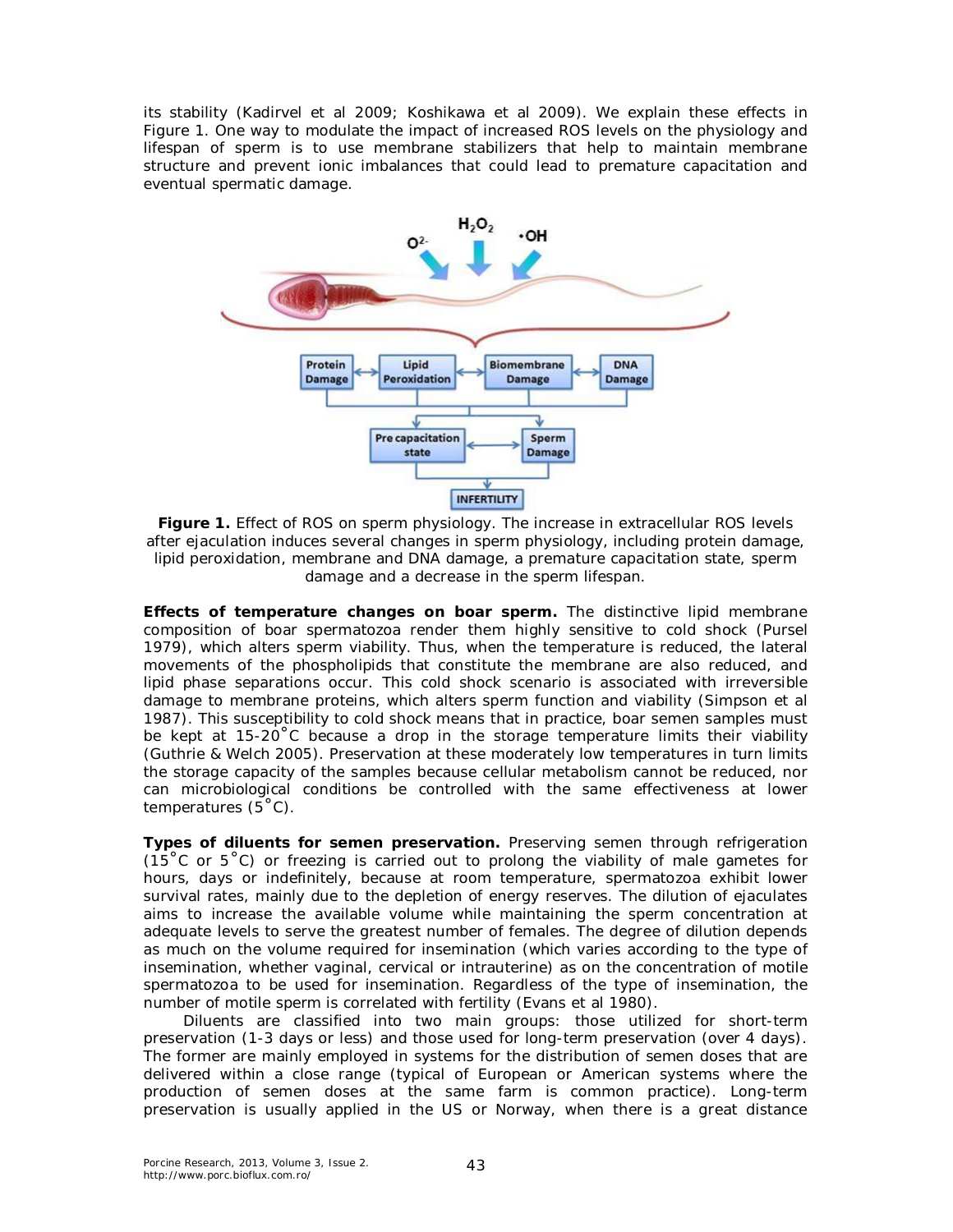its stability (Kadirvel et al 2009; Koshikawa et al 2009). We explain these effects in Figure 1. One way to modulate the impact of increased ROS levels on the physiology and lifespan of sperm is to use membrane stabilizers that help to maintain membrane structure and prevent ionic imbalances that could lead to premature capacitation and eventual spermatic damage.

**Figure 1.** Effect of ROS on sperm physiology. The increase in extracellular ROS levels after ejaculation induces several changes in sperm physiology, including protein damage, lipid peroxidation, membrane and DNA damage, a premature capacitation state, sperm damage and a decrease in the sperm lifespan.

**Effects of temperature changes on boar sperm.** The distinctive lipid membrane composition of boar spermatozoa render them highly sensitive to cold shock (Pursel 1979), which alters sperm viability. Thus, when the temperature is reduced, the lateral movements of the phospholipids that constitute the membrane are also reduced, and lipid phase separations occur. This cold shock scenario is associated with irreversible damage to membrane proteins, which alters sperm function and viability (Simpson et al 1987). This susceptibility to cold shock means that in practice, boar semen samples must be kept at 15-20˚C because a drop in the storage temperature limits their viability (Guthrie & Welch 2005). Preservation at these moderately low temperatures in turn limits the storage capacity of the samples because cellular metabolism cannot be reduced, nor can microbiological conditions be controlled with the same effectiveness at lower temperatures (5˚C).

**Types of diluents for semen preservation.** Preserving semen through refrigeration (15˚C or 5˚C) or freezing is carried out to prolong the viability of male gametes for hours, days or indefinitely, because at room temperature, spermatozoa exhibit lower survival rates, mainly due to the depletion of energy reserves. The dilution of ejaculates aims to increase the available volume while maintaining the sperm concentration at adequate levels to serve the greatest number of females. The degree of dilution depends as much on the volume required for insemination (which varies according to the type of insemination, whether vaginal, cervical or intrauterine) as on the concentration of motile spermatozoa to be used for insemination. Regardless of the type of insemination, the number of motile sperm is correlated with fertility (Evans et al 1980).

Diluents are classified into two main groups: those utilized for short-term preservation (1-3 days or less) and those used for long-term preservation (over 4 days). The former are mainly employed in systems for the distribution of semen doses that are delivered within a close range (typical of European or American systems where the production of semen doses at the same farm is common practice). Long-term preservation is usually applied in the US or Norway, when there is a great distance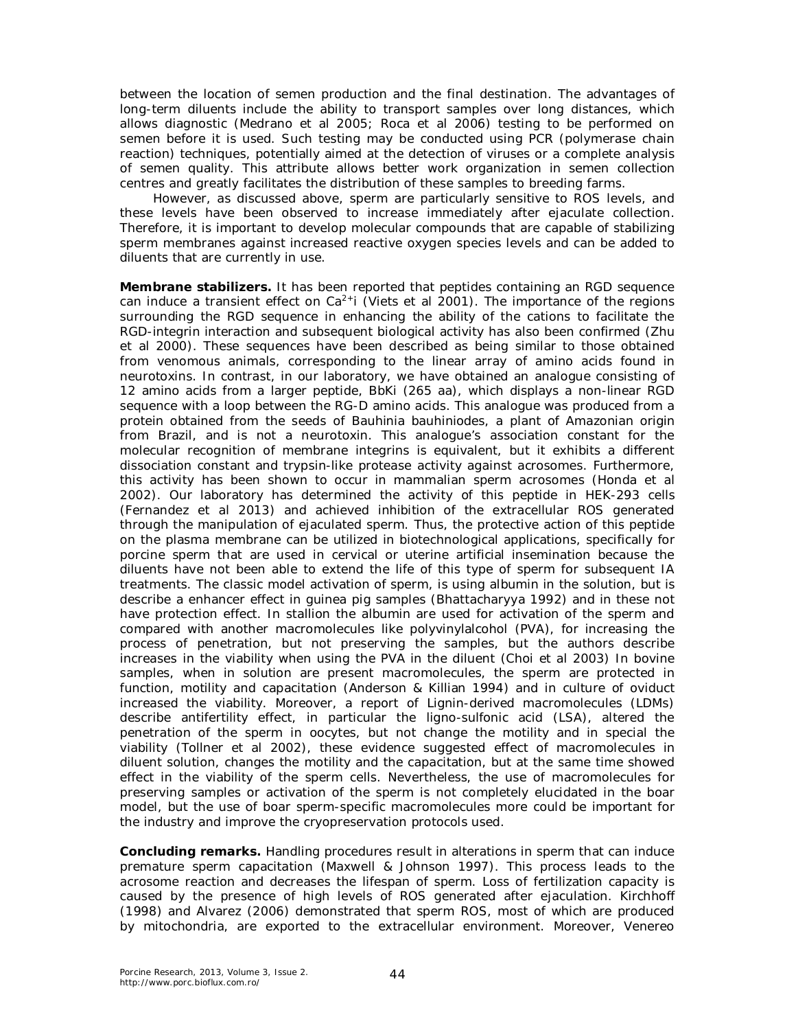between the location of semen production and the final destination. The advantages of long-term diluents include the ability to transport samples over long distances, which allows diagnostic (Medrano et al 2005; Roca et al 2006) testing to be performed on semen before it is used. Such testing may be conducted using PCR (polymerase chain reaction) techniques, potentially aimed at the detection of viruses or a complete analysis of semen quality. This attribute allows better work organization in semen collection centres and greatly facilitates the distribution of these samples to breeding farms.

However, as discussed above, sperm are particularly sensitive to ROS levels, and these levels have been observed to increase immediately after ejaculate collection. Therefore, it is important to develop molecular compounds that are capable of stabilizing sperm membranes against increased reactive oxygen species levels and can be added to diluents that are currently in use.

**Membrane stabilizers.** It has been reported that peptides containing an RGD sequence can induce a transient effect on $Ca^{2+}$i (Viets et al 2001). The importance of the regions surrounding the RGD sequence in enhancing the ability of the cations to facilitate the RGD-integrin interaction and subsequent biological activity has also been confirmed (Zhu et al 2000). These sequences have been described as being similar to those obtained from venomous animals, corresponding to the linear array of amino acids found in neurotoxins. In contrast, in our laboratory, we have obtained an analogue consisting of 12 amino acids from a larger peptide, BbKi (265 aa), which displays a non-linear RGD sequence with a loop between the RG-D amino acids. This analogue was produced from a protein obtained from the seeds of *Bauhinia bauhiniodes*, a plant of Amazonian origin from Brazil, and is not a neurotoxin. This analogue's association constant for the molecular recognition of membrane integrins is equivalent, but it exhibits a different dissociation constant and trypsin-like protease activity against acrosomes. Furthermore, this activity has been shown to occur in mammalian sperm acrosomes (Honda et al 2002). Our laboratory has determined the activity of this peptide in HEK-293 cells (Fernandez et al 2013) and achieved inhibition of the extracellular ROS generated through the manipulation of ejaculated sperm. Thus, the protective action of this peptide on the plasma membrane can be utilized in biotechnological applications, specifically for porcine sperm that are used in cervical or uterine artificial insemination because the diluents have not been able to extend the life of this type of sperm for subsequent IA treatments. The classic model activation of sperm, is using albumin in the solution, but is describe a enhancer effect in guinea pig samples (Bhattacharyya 1992) and in these not have protection effect. In stallion the albumin are used for activation of the sperm and compared with another macromolecules like polyvinylalcohol (PVA), for increasing the process of penetration, but not preserving the samples, but the authors describe increases in the viability when using the PVA in the diluent (Choi et al 2003) In bovine samples, when in solution are present macromolecules, the sperm are protected in function, motility and capacitation (Anderson & Killian 1994) and in culture of oviduct increased the viability. Moreover, a report of Lignin-derived macromolecules (LDMs) describe antifertility effect, in particular the ligno-sulfonic acid (LSA), altered the penetration of the sperm in oocytes, but not change the motility and in special the viability (Tollner et al 2002), these evidence suggested effect of macromolecules in diluent solution, changes the motility and the capacitation, but at the same time showed effect in the viability of the sperm cells. Nevertheless, the use of macromolecules for preserving samples or activation of the sperm is not completely elucidated in the boar model, but the use of boar sperm-specific macromolecules more could be important for the industry and improve the cryopreservation protocols used.

**Concluding remarks.** Handling procedures result in alterations in sperm that can induce premature sperm capacitation (Maxwell & Johnson 1997). This process leads to the acrosome reaction and decreases the lifespan of sperm. Loss of fertilization capacity is caused by the presence of high levels of ROS generated after ejaculation. Kirchhoff (1998) and Alvarez (2006) demonstrated that sperm ROS, most of which are produced by mitochondria, are exported to the extracellular environment. Moreover, Venereo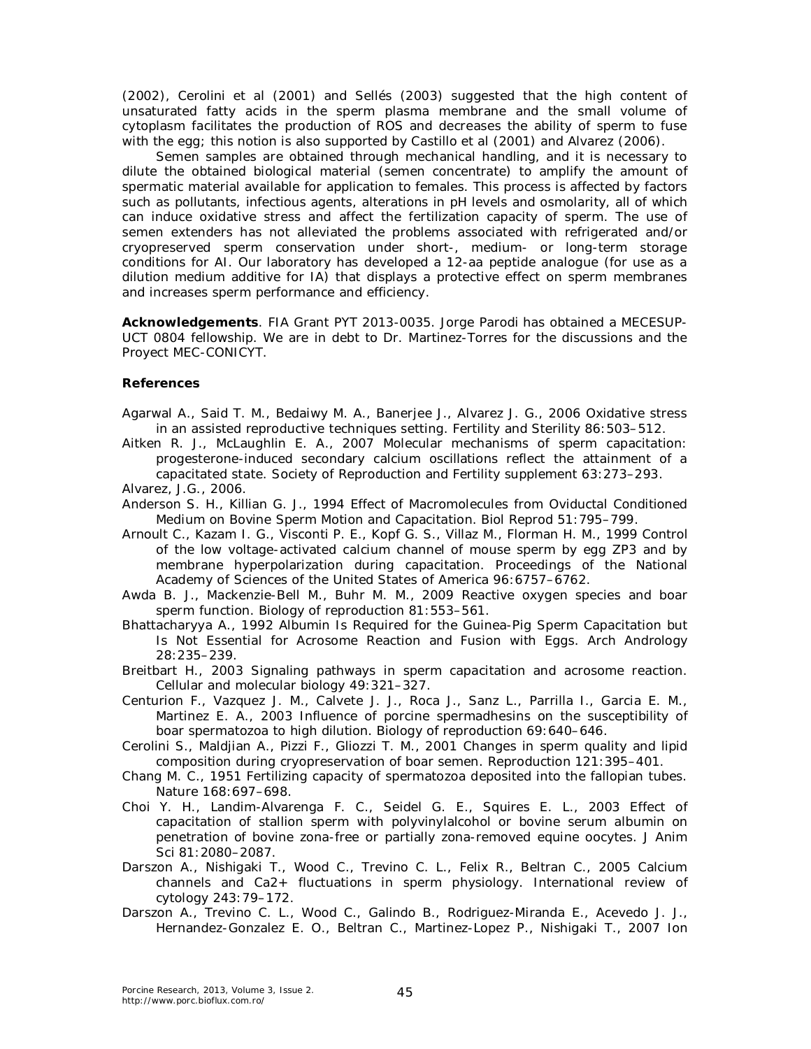(2002), Cerolini et al (2001) and Sellés (2003) suggested that the high content of unsaturated fatty acids in the sperm plasma membrane and the small volume of cytoplasm facilitates the production of ROS and decreases the ability of sperm to fuse with the egg; this notion is also supported by Castillo et al (2001) and Alvarez (2006).

Semen samples are obtained through mechanical handling, and it is necessary to dilute the obtained biological material (semen concentrate) to amplify the amount of spermatic material available for application to females. This process is affected by factors such as pollutants, infectious agents, alterations in pH levels and osmolarity, all of which can induce oxidative stress and affect the fertilization capacity of sperm. The use of semen extenders has not alleviated the problems associated with refrigerated and/or cryopreserved sperm conservation under short-, medium- or long-term storage conditions for AI. Our laboratory has developed a 12-aa peptide analogue (for use as a dilution medium additive for IA) that displays a protective effect on sperm membranes and increases sperm performance and efficiency.

**Acknowledgements**. FIA Grant PYT 2013-0035. Jorge Parodi has obtained a MECESUP-UCT 0804 fellowship. We are in debt to Dr. Martinez-Torres for the discussions and the Proyect MEC-CONICYT.

**References**

Agarwal A., Said T. M., Bedaiwy M. A., Banerjee J., Alvarez J. G., 2006 Oxidative stress in an assisted reproductive techniques setting. Fertility and Sterility 86:503–512.

Aitken R. J., McLaughlin E. A., 2007 Molecular mechanisms of sperm capacitation: progesterone-induced secondary calcium oscillations reflect the attainment of a capacitated state. Society of Reproduction and Fertility supplement 63:273–293.

Alvarez, J.G., 2006.

Anderson S. H., Killian G. J., 1994 Effect of Macromolecules from Oviductal Conditioned Medium on Bovine Sperm Motion and Capacitation. Biol Reprod 51:795–799.

Arnoult C., Kazam I. G., Visconti P. E., Kopf G. S., Villaz M., Florman H. M., 1999 Control of the low voltage-activated calcium channel of mouse sperm by egg ZP3 and by membrane hyperpolarization during capacitation. Proceedings of the National Academy of Sciences of the United States of America 96:6757–6762.

Awda B. J., Mackenzie-Bell M., Buhr M. M., 2009 Reactive oxygen species and boar sperm function. Biology of reproduction 81:553–561.

Bhattacharyya A., 1992 Albumin Is Required for the Guinea-Pig Sperm Capacitation but Is Not Essential for Acrosome Reaction and Fusion with Eggs. Arch Andrology 28:235–239.

Breitbart H., 2003 Signaling pathways in sperm capacitation and acrosome reaction. Cellular and molecular biology 49:321–327.

Centurion F., Vazquez J. M., Calvete J. J., Roca J., Sanz L., Parrilla I., Garcia E. M., Martinez E. A., 2003 Influence of porcine spermadhesins on the susceptibility of boar spermatozoa to high dilution. Biology of reproduction 69:640–646.

Cerolini S., Maldjian A., Pizzi F., Gliozzi T. M., 2001 Changes in sperm quality and lipid composition during cryopreservation of boar semen. Reproduction 121:395–401.

Chang M. C., 1951 Fertilizing capacity of spermatozoa deposited into the fallopian tubes. Nature 168:697–698.

Choi Y. H., Landim-Alvarenga F. C., Seidel G. E., Squires E. L., 2003 Effect of capacitation of stallion sperm with polyvinylalcohol or bovine serum albumin on penetration of bovine zona-free or partially zona-removed equine oocytes. J Anim Sci 81:2080–2087.

Darszon A., Nishigaki T., Wood C., Trevino C. L., Felix R., Beltran C., 2005 Calcium channels and Ca2+ fluctuations in sperm physiology. International review of cytology 243:79–172.

Darszon A., Trevino C. L., Wood C., Galindo B., Rodriguez-Miranda E., Acevedo J. J., Hernandez-Gonzalez E. O., Beltran C., Martinez-Lopez P., Nishigaki T., 2007 Ion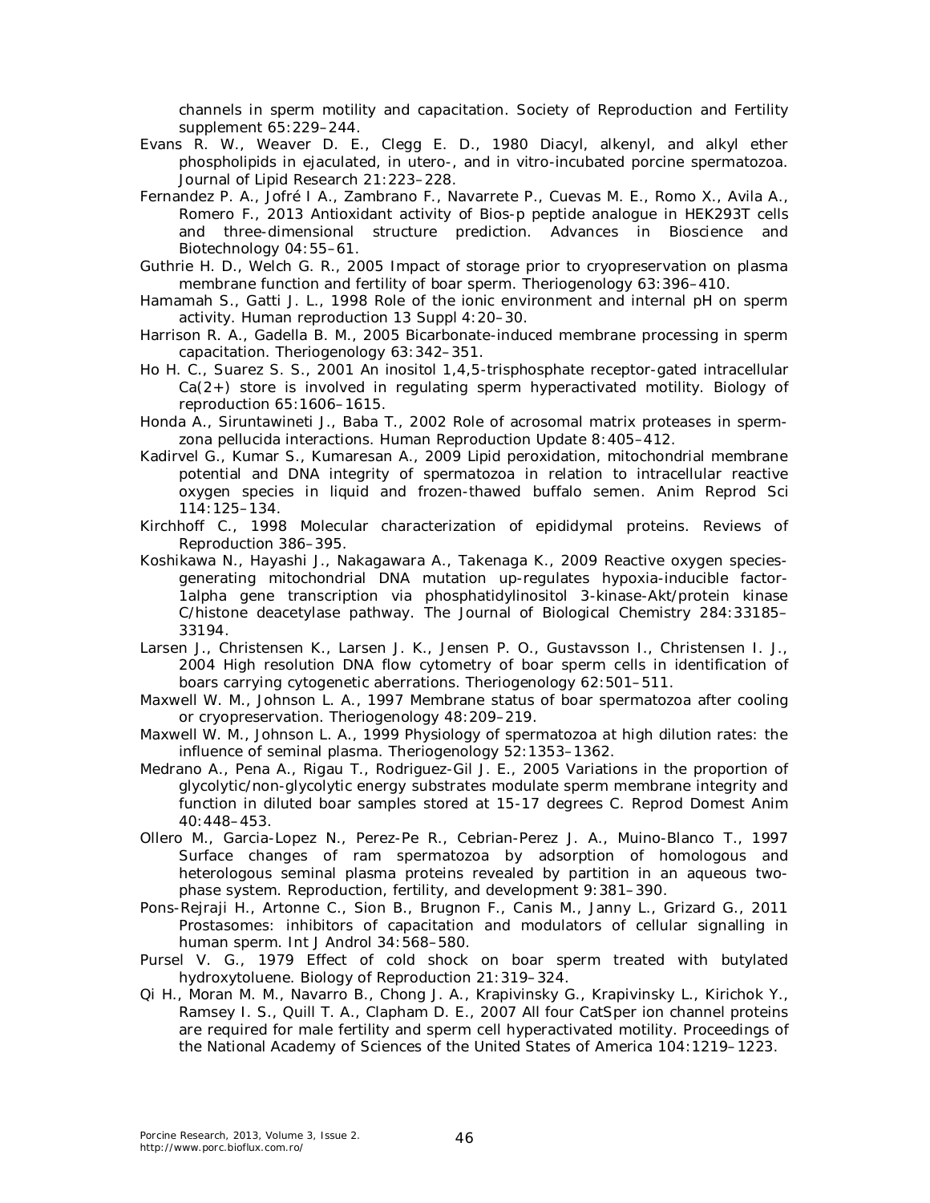channels in sperm motility and capacitation. Society of Reproduction and Fertility supplement 65:229–244.

Evans R. W., Weaver D. E., Clegg E. D., 1980 Diacyl, alkenyl, and alkyl ether phospholipids in ejaculated, in utero-, and in vitro-incubated porcine spermatozoa. Journal of Lipid Research 21:223–228.

Fernandez P. A., Jofré I A., Zambrano F., Navarrete P., Cuevas M. E., Romo X., Avila A., Romero F., 2013 Antioxidant activity of Bios-p peptide analogue in HEK293T cells and three-dimensional structure prediction. Advances in Bioscience and Biotechnology 04:55–61.

Guthrie H. D., Welch G. R., 2005 Impact of storage prior to cryopreservation on plasma membrane function and fertility of boar sperm. Theriogenology 63:396–410.

Hamamah S., Gatti J. L., 1998 Role of the ionic environment and internal pH on sperm activity. Human reproduction 13 Suppl 4:20–30.

Harrison R. A., Gadella B. M., 2005 Bicarbonate-induced membrane processing in sperm capacitation. Theriogenology 63:342–351.

Ho H. C., Suarez S. S., 2001 An inositol 1,4,5-trisphosphate receptor-gated intracellular Ca(2+) store is involved in regulating sperm hyperactivated motility. Biology of reproduction 65:1606–1615.

Honda A., Siruntawineti J., Baba T., 2002 Role of acrosomal matrix proteases in sperm-zona pellucida interactions. Human Reproduction Update 8:405–412.

Kadirvel G., Kumar S., Kumaresan A., 2009 Lipid peroxidation, mitochondrial membrane potential and DNA integrity of spermatozoa in relation to intracellular reactive oxygen species in liquid and frozen-thawed buffalo semen. Anim Reprod Sci 114:125–134.

Kirchhoff C., 1998 Molecular characterization of epididymal proteins. Reviews of Reproduction 386–395.

Koshikawa N., Hayashi J., Nakagawara A., Takenaga K., 2009 Reactive oxygen species-generating mitochondrial DNA mutation up-regulates hypoxia-inducible factor-1alpha gene transcription via phosphatidylinositol 3-kinase-Akt/protein kinase C/histone deacetylase pathway. The Journal of Biological Chemistry 284:33185–33194.

Larsen J., Christensen K., Larsen J. K., Jensen P. O., Gustavsson I., Christensen I. J., 2004 High resolution DNA flow cytometry of boar sperm cells in identification of boars carrying cytogenetic aberrations. Theriogenology 62:501–511.

Maxwell W. M., Johnson L. A., 1997 Membrane status of boar spermatozoa after cooling or cryopreservation. Theriogenology 48:209–219.

Maxwell W. M., Johnson L. A., 1999 Physiology of spermatozoa at high dilution rates: the influence of seminal plasma. Theriogenology 52:1353–1362.

Medrano A., Pena A., Rigau T., Rodriguez-Gil J. E., 2005 Variations in the proportion of glycolytic/non-glycolytic energy substrates modulate sperm membrane integrity and function in diluted boar samples stored at 15-17 degrees C. Reprod Domest Anim 40:448–453.

Ollero M., Garcia-Lopez N., Perez-Pe R., Cebrian-Perez J. A., Muino-Blanco T., 1997 Surface changes of ram spermatozoa by adsorption of homologous and heterologous seminal plasma proteins revealed by partition in an aqueous two-phase system. Reproduction, fertility, and development 9:381–390.

Pons-Rejraji H., Artonne C., Sion B., Brugnon F., Canis M., Janny L., Grizard G., 2011 Prostasomes: inhibitors of capacitation and modulators of cellular signalling in human sperm. Int J Androl 34:568–580.

Pursel V. G., 1979 Effect of cold shock on boar sperm treated with butylated hydroxytoluene. Biology of Reproduction 21:319–324.

Qi H., Moran M. M., Navarro B., Chong J. A., Krapivinsky G., Krapivinsky L., Kirichok Y., Ramsey I. S., Quill T. A., Clapham D. E., 2007 All four CatSper ion channel proteins are required for male fertility and sperm cell hyperactivated motility. Proceedings of the National Academy of Sciences of the United States of America 104:1219–1223.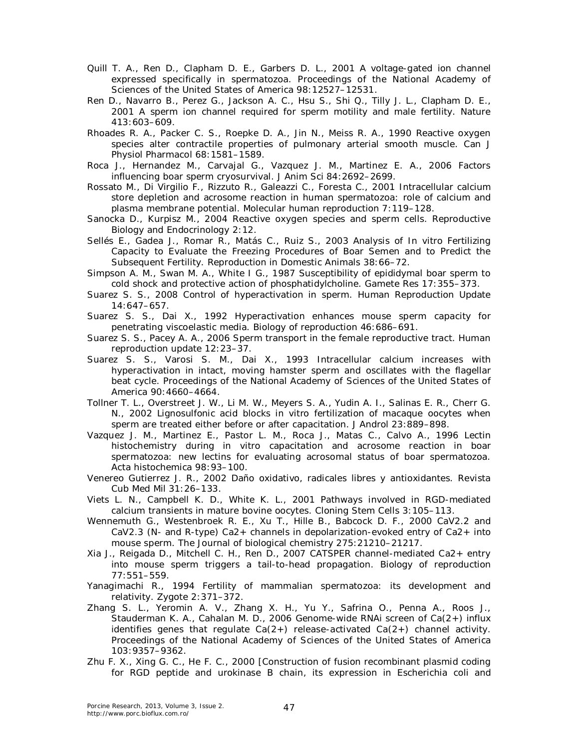Quill T. A., Ren D., Clapham D. E., Garbers D. L., 2001 A voltage-gated ion channel expressed specifically in spermatozoa. Proceedings of the National Academy of Sciences of the United States of America 98:12527–12531.

Ren D., Navarro B., Perez G., Jackson A. C., Hsu S., Shi Q., Tilly J. L., Clapham D. E., 2001 A sperm ion channel required for sperm motility and male fertility. Nature 413:603–609.

Rhoades R. A., Packer C. S., Roepke D. A., Jin N., Meiss R. A., 1990 Reactive oxygen species alter contractile properties of pulmonary arterial smooth muscle. Can J Physiol Pharmacol 68:1581–1589.

Roca J., Hernandez M., Carvajal G., Vazquez J. M., Martinez E. A., 2006 Factors influencing boar sperm cryosurvival. J Anim Sci 84:2692–2699.

Rossato M., Di Virgilio F., Rizzuto R., Galeazzi C., Foresta C., 2001 Intracellular calcium store depletion and acrosome reaction in human spermatozoa: role of calcium and plasma membrane potential. Molecular human reproduction 7:119–128.

Sanocka D., Kurpisz M., 2004 Reactive oxygen species and sperm cells. Reproductive Biology and Endocrinology 2:12.

Sellés E., Gadea J., Romar R., Matás C., Ruiz S., 2003 Analysis of In vitro Fertilizing Capacity to Evaluate the Freezing Procedures of Boar Semen and to Predict the Subsequent Fertility. Reproduction in Domestic Animals 38:66–72.

Simpson A. M., Swan M. A., White I G., 1987 Susceptibility of epididymal boar sperm to cold shock and protective action of phosphatidylcholine. Gamete Res 17:355–373.

Suarez S. S., 2008 Control of hyperactivation in sperm. Human Reproduction Update 14:647–657.

Suarez S. S., Dai X., 1992 Hyperactivation enhances mouse sperm capacity for penetrating viscoelastic media. Biology of reproduction 46:686–691.

Suarez S. S., Pacey A. A., 2006 Sperm transport in the female reproductive tract. Human reproduction update 12:23–37.

Suarez S. S., Varosi S. M., Dai X., 1993 Intracellular calcium increases with hyperactivation in intact, moving hamster sperm and oscillates with the flagellar beat cycle. Proceedings of the National Academy of Sciences of the United States of America 90:4660–4664.

Tollner T. L., Overstreet J. W., Li M. W., Meyers S. A., Yudin A. I., Salinas E. R., Cherr G. N., 2002 Lignosulfonic acid blocks in vitro fertilization of macaque oocytes when sperm are treated either before or after capacitation. J Androl 23:889–898.

Vazquez J. M., Martinez E., Pastor L. M., Roca J., Matas C., Calvo A., 1996 Lectin histochemistry during in vitro capacitation and acrosome reaction in boar spermatozoa: new lectins for evaluating acrosomal status of boar spermatozoa. Acta histochemica 98:93–100.

Venereo Gutierrez J. R., 2002 Daño oxidativo, radicales libres y antioxidantes. Revista Cub Med Mil 31:26–133.

Viets L. N., Campbell K. D., White K. L., 2001 Pathways involved in RGD-mediated calcium transients in mature bovine oocytes. Cloning Stem Cells 3:105–113.

Wennemuth G., Westenbroek R. E., Xu T., Hille B., Babcock D. F., 2000 CaV2.2 and CaV2.3 (N- and R-type) Ca2+ channels in depolarization-evoked entry of Ca2+ into mouse sperm. The Journal of biological chemistry 275:21210–21217.

Xia J., Reigada D., Mitchell C. H., Ren D., 2007 CATSPER channel-mediated Ca2+ entry into mouse sperm triggers a tail-to-head propagation. Biology of reproduction 77:551–559.

Yanagimachi R., 1994 Fertility of mammalian spermatozoa: its development and relativity. Zygote 2:371–372.

Zhang S. L., Yeromin A. V., Zhang X. H., Yu Y., Safrina O., Penna A., Roos J., Stauderman K. A., Cahalan M. D., 2006 Genome-wide RNAi screen of Ca(2+) influx identifies genes that regulate Ca(2+) release-activated Ca(2+) channel activity. Proceedings of the National Academy of Sciences of the United States of America 103:9357–9362.

Zhu F. X., Xing G. C., He F. C., 2000 [Construction of fusion recombinant plasmid coding for RGD peptide and urokinase B chain, its expression in Escherichia coli and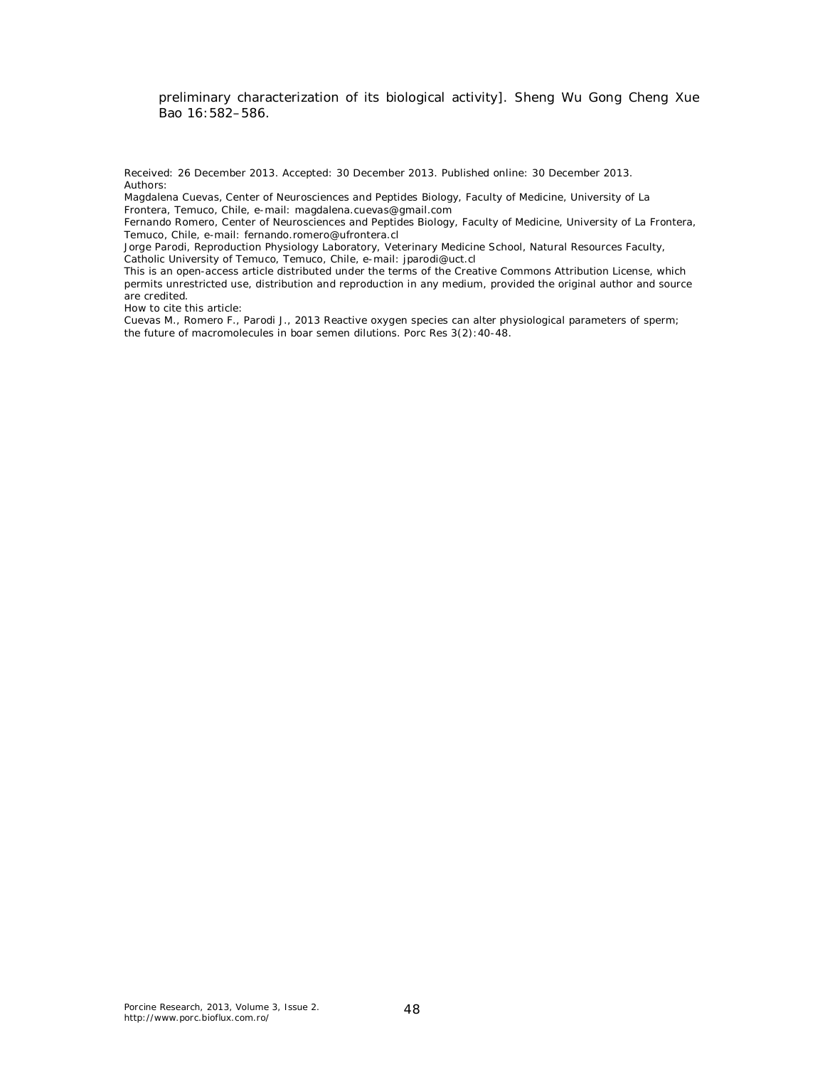preliminary characterization of its biological activity]. Sheng Wu Gong Cheng Xue Bao 16:582–586.

Received: 26 December 2013. Accepted: 30 December 2013. Published online: 30 December 2013.
Authors:
Magdalena Cuevas, Center of Neurosciences and Peptides Biology, Faculty of Medicine, University of La Frontera, Temuco, Chile, e-mail: magdalena.cuevas@gmail.com
Fernando Romero, Center of Neurosciences and Peptides Biology, Faculty of Medicine, University of La Frontera, Temuco, Chile, e-mail: fernando.romero@ufrontera.cl
Jorge Parodi, Reproduction Physiology Laboratory, Veterinary Medicine School, Natural Resources Faculty, Catholic University of Temuco, Temuco, Chile, e-mail: jparodi@uct.cl
This is an open-access article distributed under the terms of the Creative Commons Attribution License, which permits unrestricted use, distribution and reproduction in any medium, provided the original author and source are credited.
How to cite this article:
Cuevas M., Romero F., Parodi J., 2013 Reactive oxygen species can alter physiological parameters of sperm; the future of macromolecules in boar semen dilutions. Porc Res 3(2):40-48.